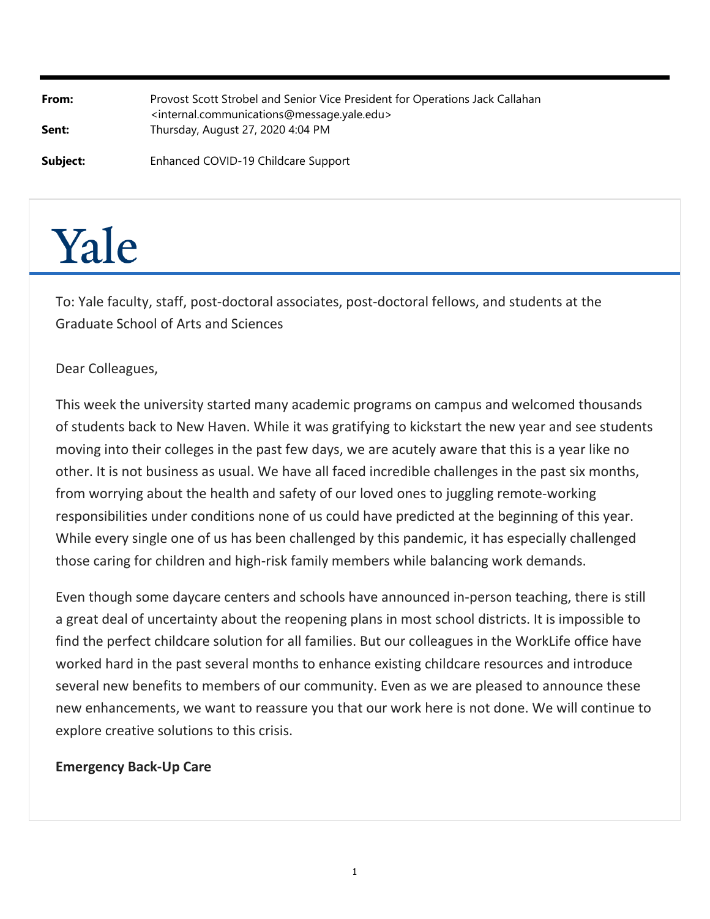| | |
|---|---|
| **From:** | Provost Scott Strobel and Senior Vice President for Operations Jack Callahan <internal.communications@message.yale.edu> |
| **Sent:** | Thursday, August 27, 2020 4:04 PM |
| **Subject:** | Enhanced COVID-19 Childcare Support |

# Yale

To: Yale faculty, staff, post-doctoral associates, post-doctoral fellows, and students at the Graduate School of Arts and Sciences

Dear Colleagues,

This week the university started many academic programs on campus and welcomed thousands of students back to New Haven. While it was gratifying to kickstart the new year and see students moving into their colleges in the past few days, we are acutely aware that this is a year like no other. It is not business as usual. We have all faced incredible challenges in the past six months, from worrying about the health and safety of our loved ones to juggling remote-working responsibilities under conditions none of us could have predicted at the beginning of this year. While every single one of us has been challenged by this pandemic, it has especially challenged those caring for children and high-risk family members while balancing work demands.

Even though some daycare centers and schools have announced in-person teaching, there is still a great deal of uncertainty about the reopening plans in most school districts. It is impossible to find the perfect childcare solution for all families. But our colleagues in the WorkLife office have worked hard in the past several months to enhance existing childcare resources and introduce several new benefits to members of our community. Even as we are pleased to announce these new enhancements, we want to reassure you that our work here is not done. We will continue to explore creative solutions to this crisis.

**Emergency Back-Up Care**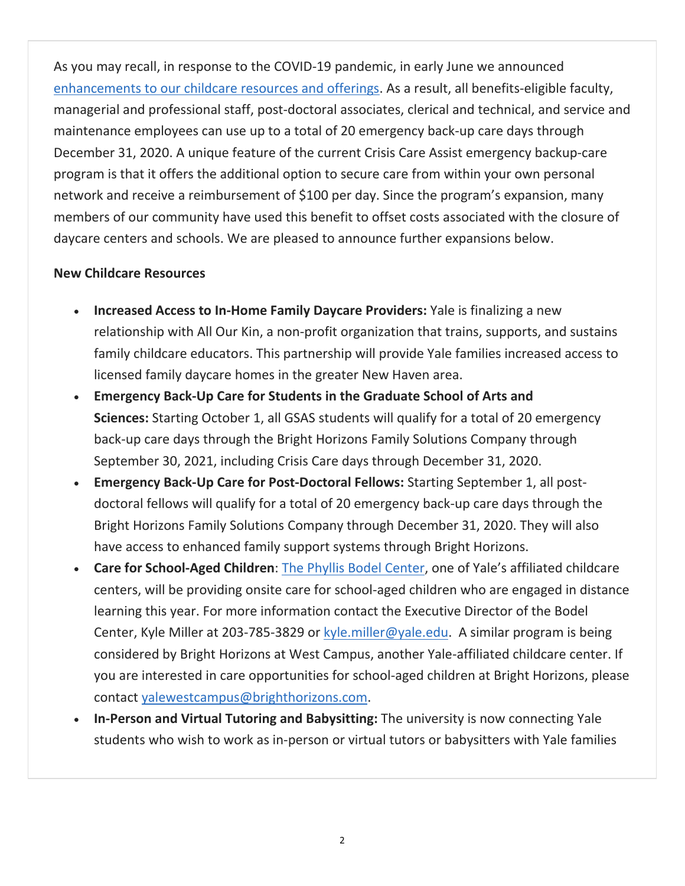As you may recall, in response to the COVID-19 pandemic, in early June we announced enhancements to our childcare resources and offerings. As a result, all benefits-eligible faculty, managerial and professional staff, post-doctoral associates, clerical and technical, and service and maintenance employees can use up to a total of 20 emergency back-up care days through December 31, 2020. A unique feature of the current Crisis Care Assist emergency backup-care program is that it offers the additional option to secure care from within your own personal network and receive a reimbursement of $100 per day. Since the program's expansion, many members of our community have used this benefit to offset costs associated with the closure of daycare centers and schools. We are pleased to announce further expansions below.

**New Childcare Resources**

- **Increased Access to In-Home Family Daycare Providers:** Yale is finalizing a new relationship with All Our Kin, a non-profit organization that trains, supports, and sustains family childcare educators. This partnership will provide Yale families increased access to licensed family daycare homes in the greater New Haven area.
- **Emergency Back-Up Care for Students in the Graduate School of Arts and Sciences:** Starting October 1, all GSAS students will qualify for a total of 20 emergency back-up care days through the Bright Horizons Family Solutions Company through September 30, 2021, including Crisis Care days through December 31, 2020.
- **Emergency Back-Up Care for Post-Doctoral Fellows:** Starting September 1, all post-doctoral fellows will qualify for a total of 20 emergency back-up care days through the Bright Horizons Family Solutions Company through December 31, 2020. They will also have access to enhanced family support systems through Bright Horizons.
- **Care for School-Aged Children**: The Phyllis Bodel Center, one of Yale's affiliated childcare centers, will be providing onsite care for school-aged children who are engaged in distance learning this year. For more information contact the Executive Director of the Bodel Center, Kyle Miller at 203-785-3829 or kyle.miller@yale.edu. A similar program is being considered by Bright Horizons at West Campus, another Yale-affiliated childcare center. If you are interested in care opportunities for school-aged children at Bright Horizons, please contact yalewestcampus@brighthorizons.com.
- **In-Person and Virtual Tutoring and Babysitting:** The university is now connecting Yale students who wish to work as in-person or virtual tutors or babysitters with Yale families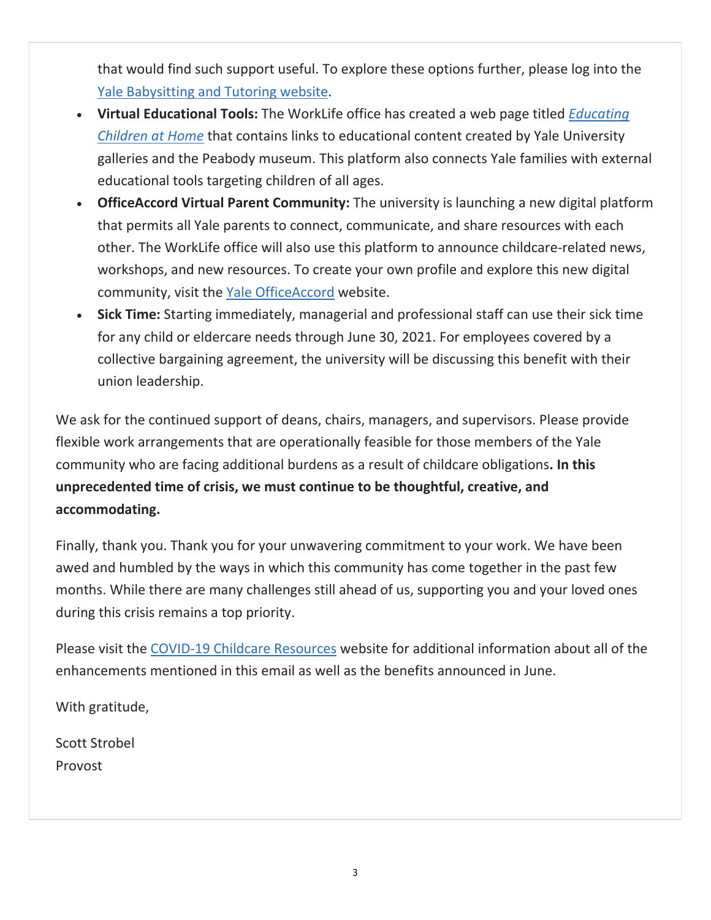that would find such support useful. To explore these options further, please log into the Yale Babysitting and Tutoring website.

- **Virtual Educational Tools:** The WorkLife office has created a web page titled *Educating Children at Home* that contains links to educational content created by Yale University galleries and the Peabody museum. This platform also connects Yale families with external educational tools targeting children of all ages.
- **OfficeAccord Virtual Parent Community:** The university is launching a new digital platform that permits all Yale parents to connect, communicate, and share resources with each other. The WorkLife office will also use this platform to announce childcare-related news, workshops, and new resources. To create your own profile and explore this new digital community, visit the Yale OfficeAccord website.
- **Sick Time:** Starting immediately, managerial and professional staff can use their sick time for any child or eldercare needs through June 30, 2021. For employees covered by a collective bargaining agreement, the university will be discussing this benefit with their union leadership.

We ask for the continued support of deans, chairs, managers, and supervisors. Please provide flexible work arrangements that are operationally feasible for those members of the Yale community who are facing additional burdens as a result of childcare obligations**. In this unprecedented time of crisis, we must continue to be thoughtful, creative, and accommodating.**

Finally, thank you. Thank you for your unwavering commitment to your work. We have been awed and humbled by the ways in which this community has come together in the past few months. While there are many challenges still ahead of us, supporting you and your loved ones during this crisis remains a top priority.

Please visit the COVID-19 Childcare Resources website for additional information about all of the enhancements mentioned in this email as well as the benefits announced in June.

With gratitude,

Scott Strobel
Provost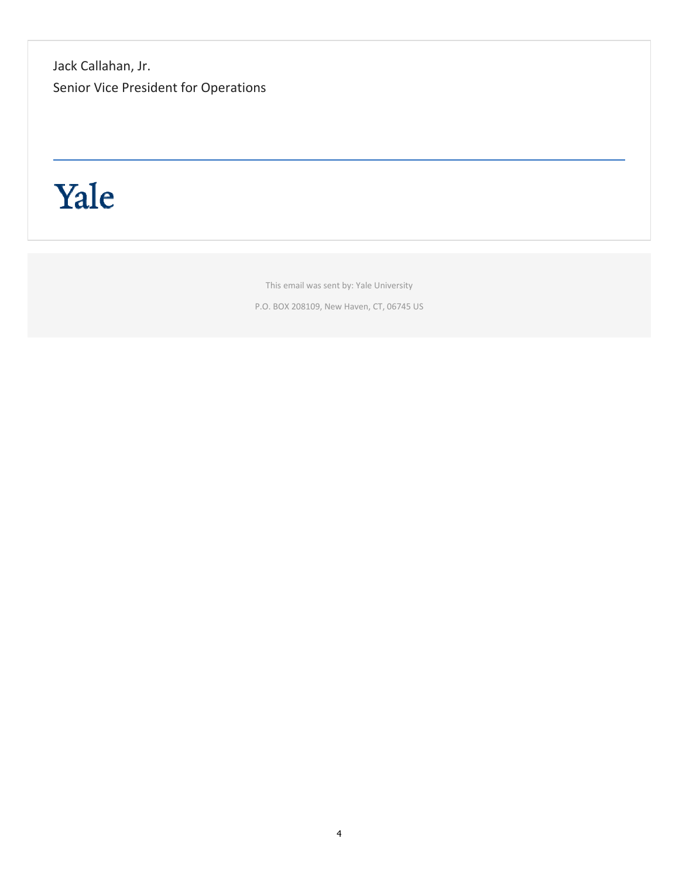Jack Callahan, Jr.
Senior Vice President for Operations

---

**Yale**

This email was sent by: Yale University

P.O. BOX 208109, New Haven, CT, 06745 US